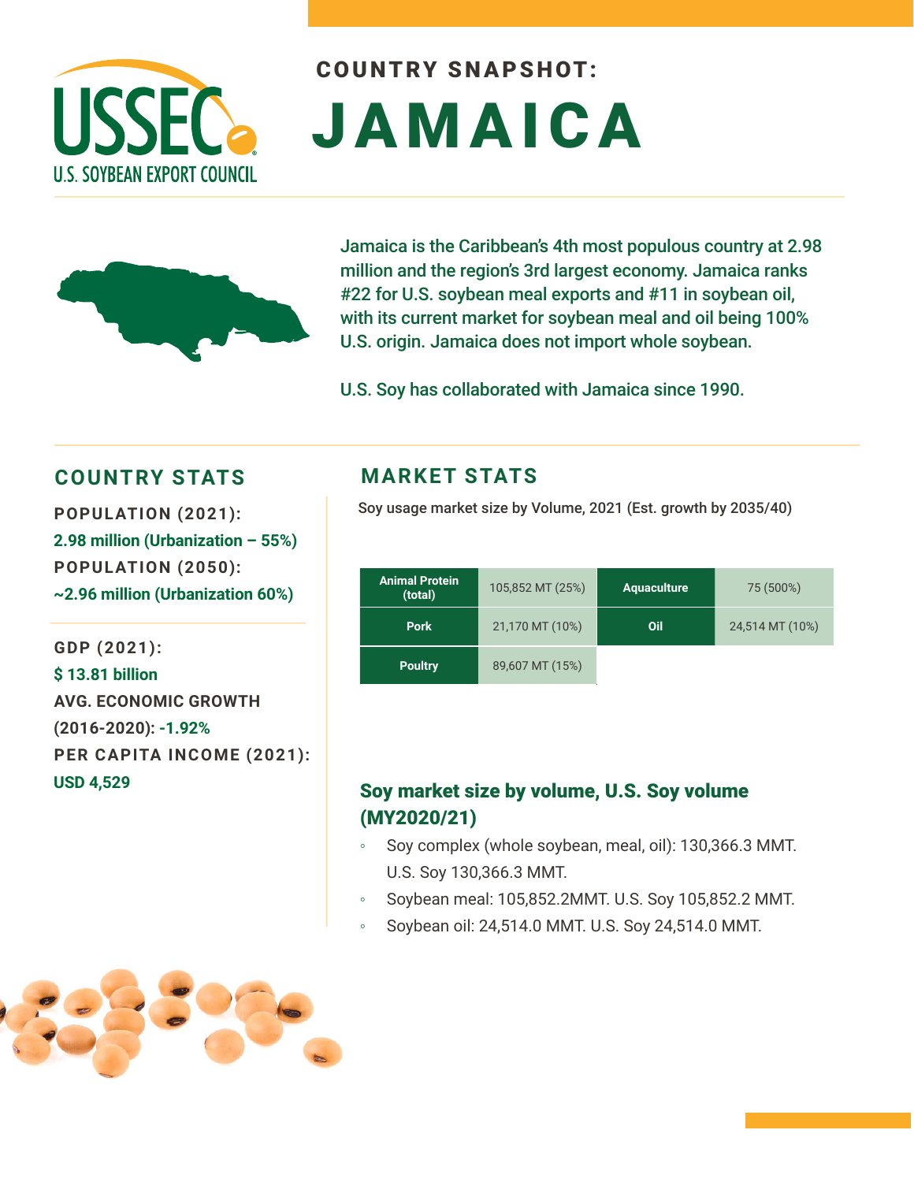USSEC
U.S. SOYBEAN EXPORT COUNCIL

# COUNTRY SNAPSHOT: JAMAICA

Jamaica is the Caribbean's 4th most populous country at 2.98 million and the region's 3rd largest economy. Jamaica ranks #22 for U.S. soybean meal exports and #11 in soybean oil, with its current market for soybean meal and oil being 100% U.S. origin. Jamaica does not import whole soybean.

U.S. Soy has collaborated with Jamaica since 1990.

## COUNTRY STATS

**POPULATION (2021):**
2.98 million (Urbanization – 55%)

**POPULATION (2050):**
~2.96 million (Urbanization 60%)

**GDP (2021):**
$ 13.81 billion

**AVG. ECONOMIC GROWTH (2016-2020):** -1.92%

**PER CAPITA INCOME (2021):**
USD 4,529

## MARKET STATS

Soy usage market size by Volume, 2021 (Est. growth by 2035/40)

| Animal Protein (total) | 105,852 MT (25%) | Aquaculture | 75 (500%) |
|---|---|---|---|
| Pork | 21,170 MT (10%) | Oil | 24,514 MT (10%) |
| Poultry | 89,607 MT (15%) | | |

### Soy market size by volume, U.S. Soy volume (MY2020/21)

- Soy complex (whole soybean, meal, oil): 130,366.3 MMT. U.S. Soy 130,366.3 MMT.
- Soybean meal: 105,852.2MMT. U.S. Soy 105,852.2 MMT.
- Soybean oil: 24,514.0 MMT. U.S. Soy 24,514.0 MMT.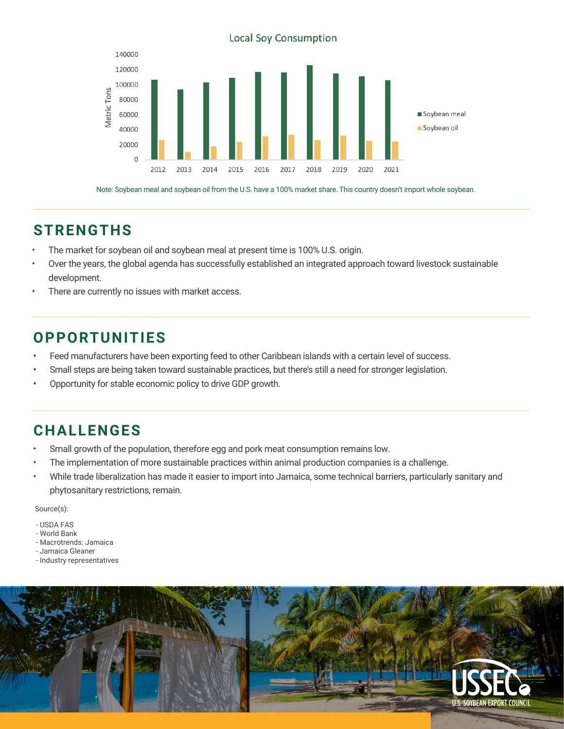Local Soy Consumption

Metric Tons

140000
120000
100000
80000
60000
40000
20000
0

2012 2013 2014 2015 2016 2017 2018 2019 2020 2021

Soybean meal
Soybean oil

Note: Soybean meal and soybean oil from the U.S. have a 100% market share. This country doesn't import whole soybean.

## STRENGTHS

- The market for soybean oil and soybean meal at present time is 100% U.S. origin.
- Over the years, the global agenda has successfully established an integrated approach toward livestock sustainable development.
- There are currently no issues with market access.

## OPPORTUNITIES

- Feed manufacturers have been exporting feed to other Caribbean islands with a certain level of success.
- Small steps are being taken toward sustainable practices, but there's still a need for stronger legislation.
- Opportunity for stable economic policy to drive GDP growth.

## CHALLENGES

- Small growth of the population, therefore egg and pork meat consumption remains low.
- The implementation of more sustainable practices within animal production companies is a challenge.
- While trade liberalization has made it easier to import into Jamaica, some technical barriers, particularly sanitary and phytosanitary restrictions, remain.

Source(s):

- USDA FAS
- World Bank
- Macrotrends: Jamaica
- Jamaica Gleaner
- Industry representatives

USSEC
U.S. SOYBEAN EXPORT COUNCIL